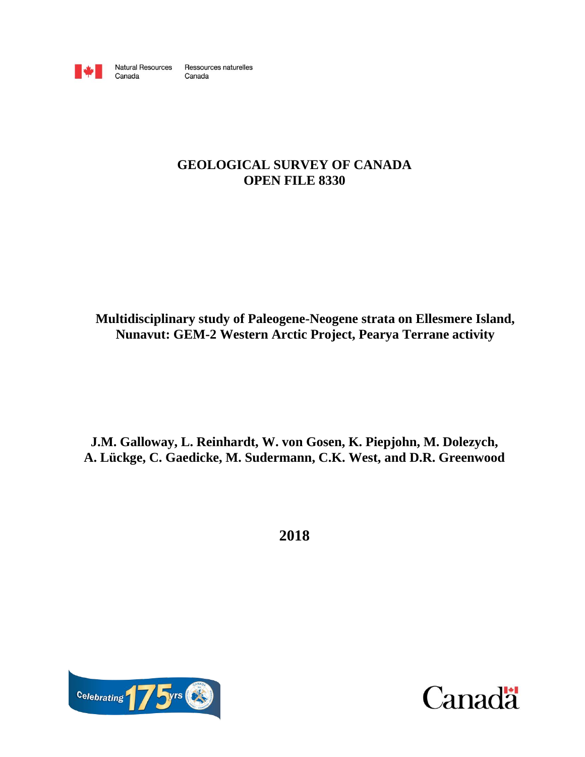Natural Resources Canada / Ressources naturelles Canada

# GEOLOGICAL SURVEY OF CANADA
# OPEN FILE 8330

## Multidisciplinary study of Paleogene-Neogene strata on Ellesmere Island, Nunavut: GEM-2 Western Arctic Project, Pearya Terrane activity

**J.M. Galloway, L. Reinhardt, W. von Gosen, K. Piepjohn, M. Dolezych, A. Lückge, C. Gaedicke, M. Sudermann, C.K. West, and D.R. Greenwood**

**2018**

Celebrating 175 yrs

Canada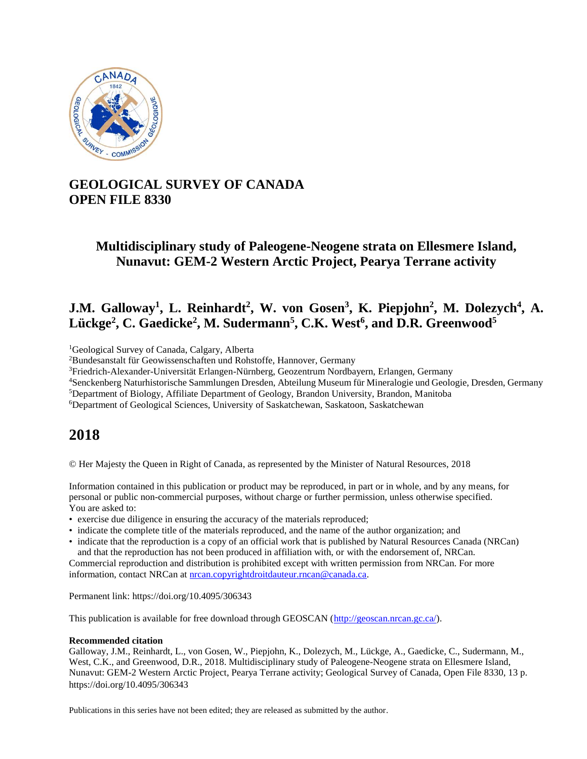# GEOLOGICAL SURVEY OF CANADA
# OPEN FILE 8330

## Multidisciplinary study of Paleogene-Neogene strata on Ellesmere Island, Nunavut: GEM-2 Western Arctic Project, Pearya Terrane activity

**J.M. Galloway[1], L. Reinhardt[2], W. von Gosen[3], K. Piepjohn[2], M. Dolezych[4], A. Lückge[2], C. Gaedicke[2], M. Sudermann[5], C.K. West[6], and D.R. Greenwood[5]**

[1]Geological Survey of Canada, Calgary, Alberta
[2]Bundesanstalt für Geowissenschaften und Rohstoffe, Hannover, Germany
[3]Friedrich-Alexander-Universität Erlangen-Nürnberg, Geozentrum Nordbayern, Erlangen, Germany
[4]Senckenberg Naturhistorische Sammlungen Dresden, Abteilung Museum für Mineralogie und Geologie, Dresden, Germany
[5]Department of Biology, Affiliate Department of Geology, Brandon University, Brandon, Manitoba
[6]Department of Geological Sciences, University of Saskatchewan, Saskatoon, Saskatchewan

## 2018

© Her Majesty the Queen in Right of Canada, as represented by the Minister of Natural Resources, 2018

Information contained in this publication or product may be reproduced, in part or in whole, and by any means, for personal or public non-commercial purposes, without charge or further permission, unless otherwise specified.
You are asked to:

- exercise due diligence in ensuring the accuracy of the materials reproduced;
- indicate the complete title of the materials reproduced, and the name of the author organization; and
- indicate that the reproduction is a copy of an official work that is published by Natural Resources Canada (NRCan) and that the reproduction has not been produced in affiliation with, or with the endorsement of, NRCan.

Commercial reproduction and distribution is prohibited except with written permission from NRCan. For more information, contact NRCan at nrcan.copyrightdroitdauteur.rncan@canada.ca.

Permanent link: https://doi.org/10.4095/306343

This publication is available for free download through GEOSCAN (http://geoscan.nrcan.gc.ca/).

**Recommended citation**
Galloway, J.M., Reinhardt, L., von Gosen, W., Piepjohn, K., Dolezych, M., Lückge, A., Gaedicke, C., Sudermann, M., West, C.K., and Greenwood, D.R., 2018. Multidisciplinary study of Paleogene-Neogene strata on Ellesmere Island, Nunavut: GEM-2 Western Arctic Project, Pearya Terrane activity; Geological Survey of Canada, Open File 8330, 13 p. https://doi.org/10.4095/306343

Publications in this series have not been edited; they are released as submitted by the author.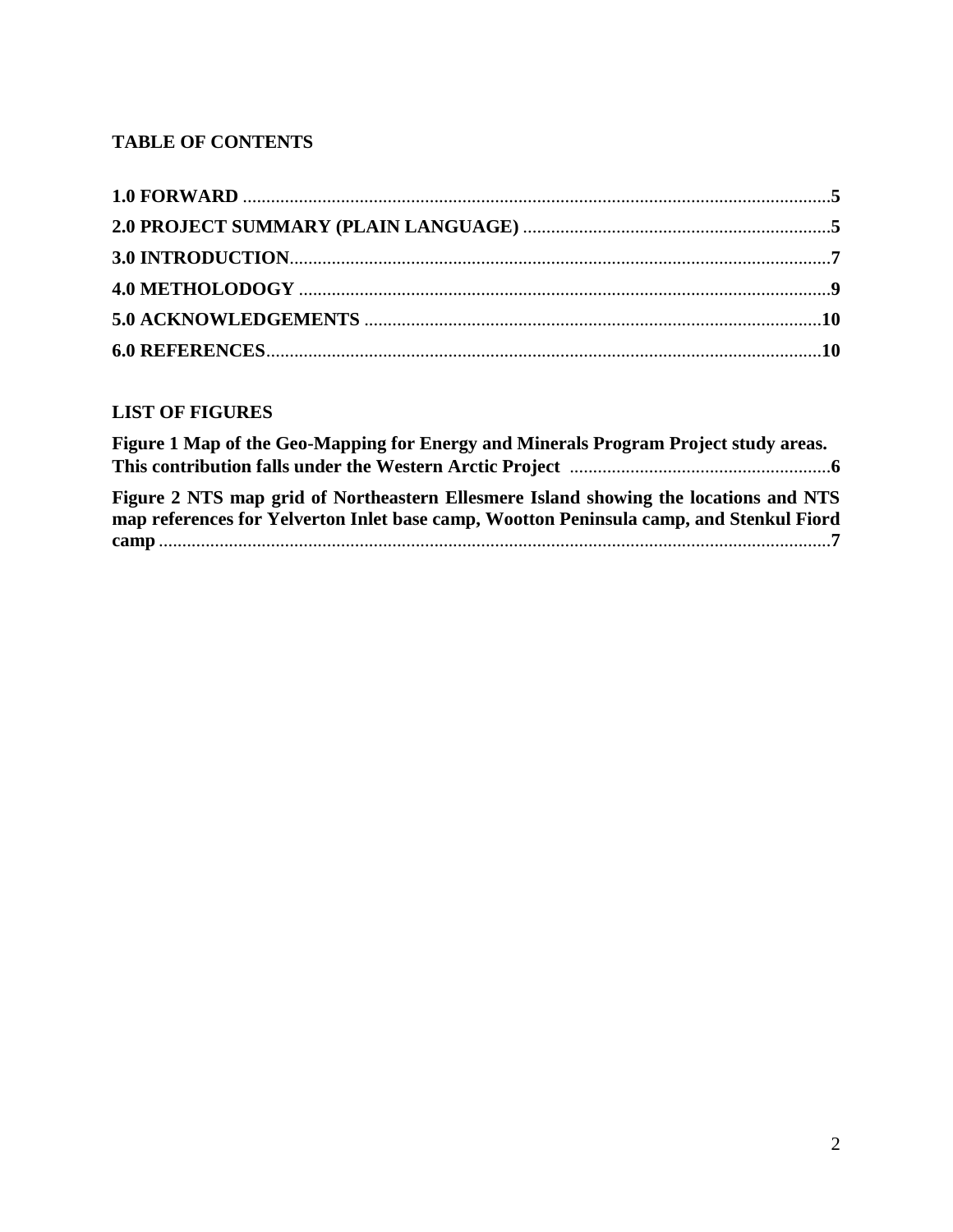## TABLE OF CONTENTS

**1.0 FORWARD** ....................................................................................................................5
**2.0 PROJECT SUMMARY (PLAIN LANGUAGE)** ..................................................................5
**3.0 INTRODUCTION**...................................................................................................................7
**4.0 METHOLODOGY** .................................................................................................................9
**5.0 ACKNOWLEDGEMENTS** .................................................................................................10
**6.0 REFERENCES**.......................................................................................................................10

## LIST OF FIGURES

**Figure 1 Map of the Geo-Mapping for Energy and Minerals Program Project study areas. This contribution falls under the Western Arctic Project** ........................................................6

**Figure 2 NTS map grid of Northeastern Ellesmere Island showing the locations and NTS map references for Yelverton Inlet base camp, Wootton Peninsula camp, and Stenkul Fiord camp** ...............................................................................................................................7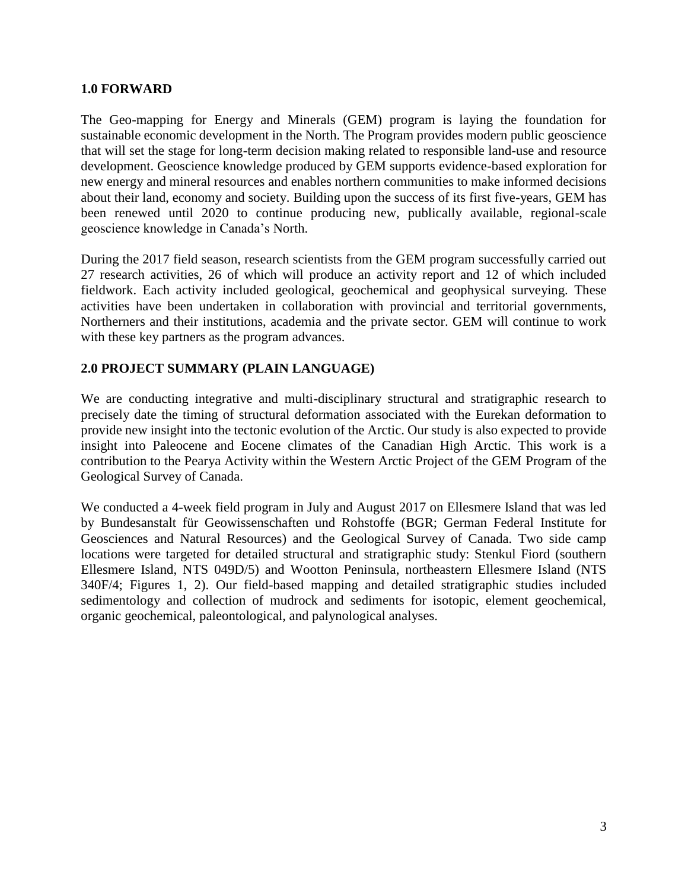## 1.0 FORWARD

The Geo-mapping for Energy and Minerals (GEM) program is laying the foundation for sustainable economic development in the North. The Program provides modern public geoscience that will set the stage for long-term decision making related to responsible land-use and resource development. Geoscience knowledge produced by GEM supports evidence-based exploration for new energy and mineral resources and enables northern communities to make informed decisions about their land, economy and society. Building upon the success of its first five-years, GEM has been renewed until 2020 to continue producing new, publically available, regional-scale geoscience knowledge in Canada's North.

During the 2017 field season, research scientists from the GEM program successfully carried out 27 research activities, 26 of which will produce an activity report and 12 of which included fieldwork. Each activity included geological, geochemical and geophysical surveying. These activities have been undertaken in collaboration with provincial and territorial governments, Northerners and their institutions, academia and the private sector. GEM will continue to work with these key partners as the program advances.

## 2.0 PROJECT SUMMARY (PLAIN LANGUAGE)

We are conducting integrative and multi-disciplinary structural and stratigraphic research to precisely date the timing of structural deformation associated with the Eurekan deformation to provide new insight into the tectonic evolution of the Arctic. Our study is also expected to provide insight into Paleocene and Eocene climates of the Canadian High Arctic. This work is a contribution to the Pearya Activity within the Western Arctic Project of the GEM Program of the Geological Survey of Canada.

We conducted a 4-week field program in July and August 2017 on Ellesmere Island that was led by Bundesanstalt für Geowissenschaften und Rohstoffe (BGR; German Federal Institute for Geosciences and Natural Resources) and the Geological Survey of Canada. Two side camp locations were targeted for detailed structural and stratigraphic study: Stenkul Fiord (southern Ellesmere Island, NTS 049D/5) and Wootton Peninsula, northeastern Ellesmere Island (NTS 340F/4; Figures 1, 2). Our field-based mapping and detailed stratigraphic studies included sedimentology and collection of mudrock and sediments for isotopic, element geochemical, organic geochemical, paleontological, and palynological analyses.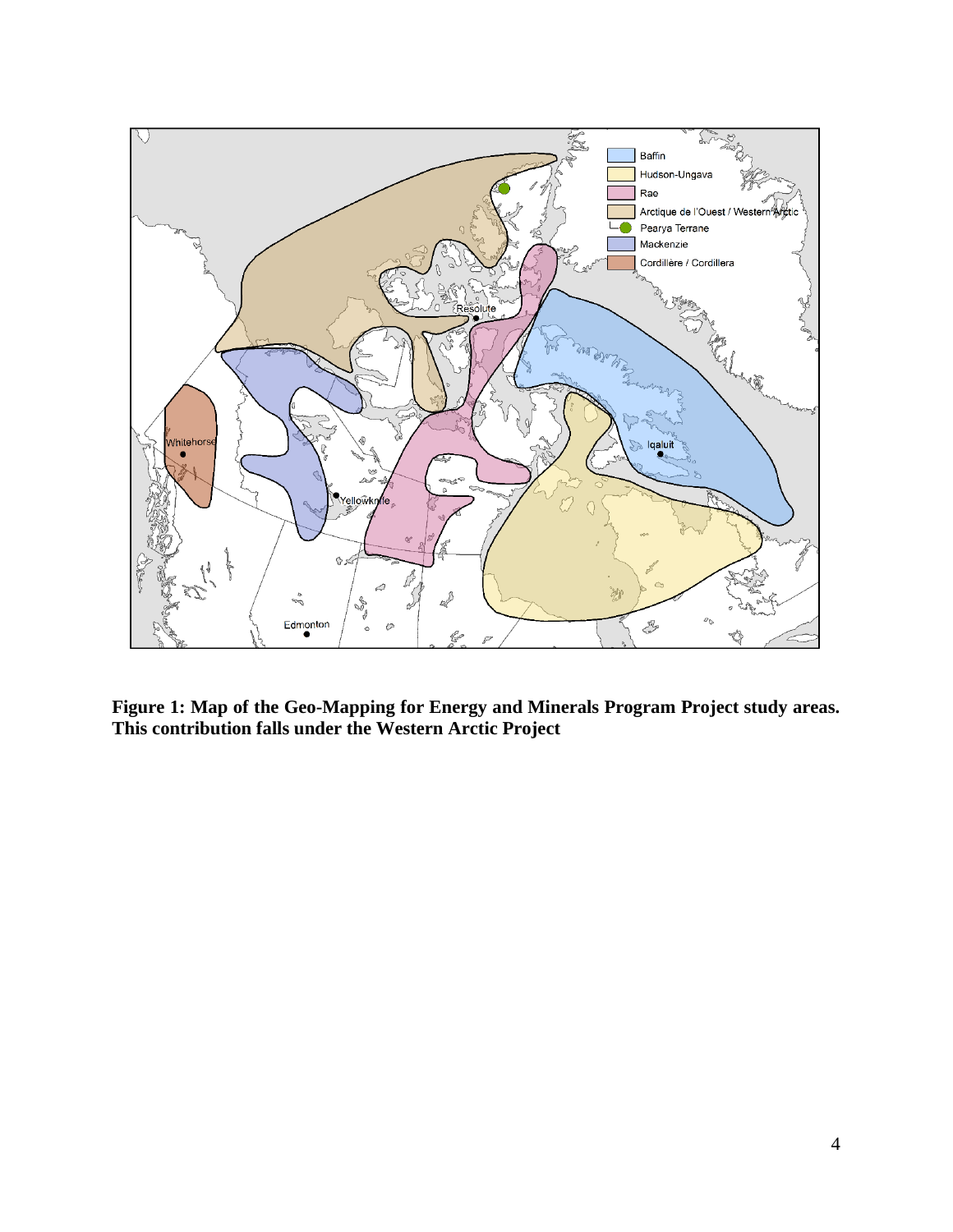**Figure 1: Map of the Geo-Mapping for Energy and Minerals Program Project study areas. This contribution falls under the Western Arctic Project**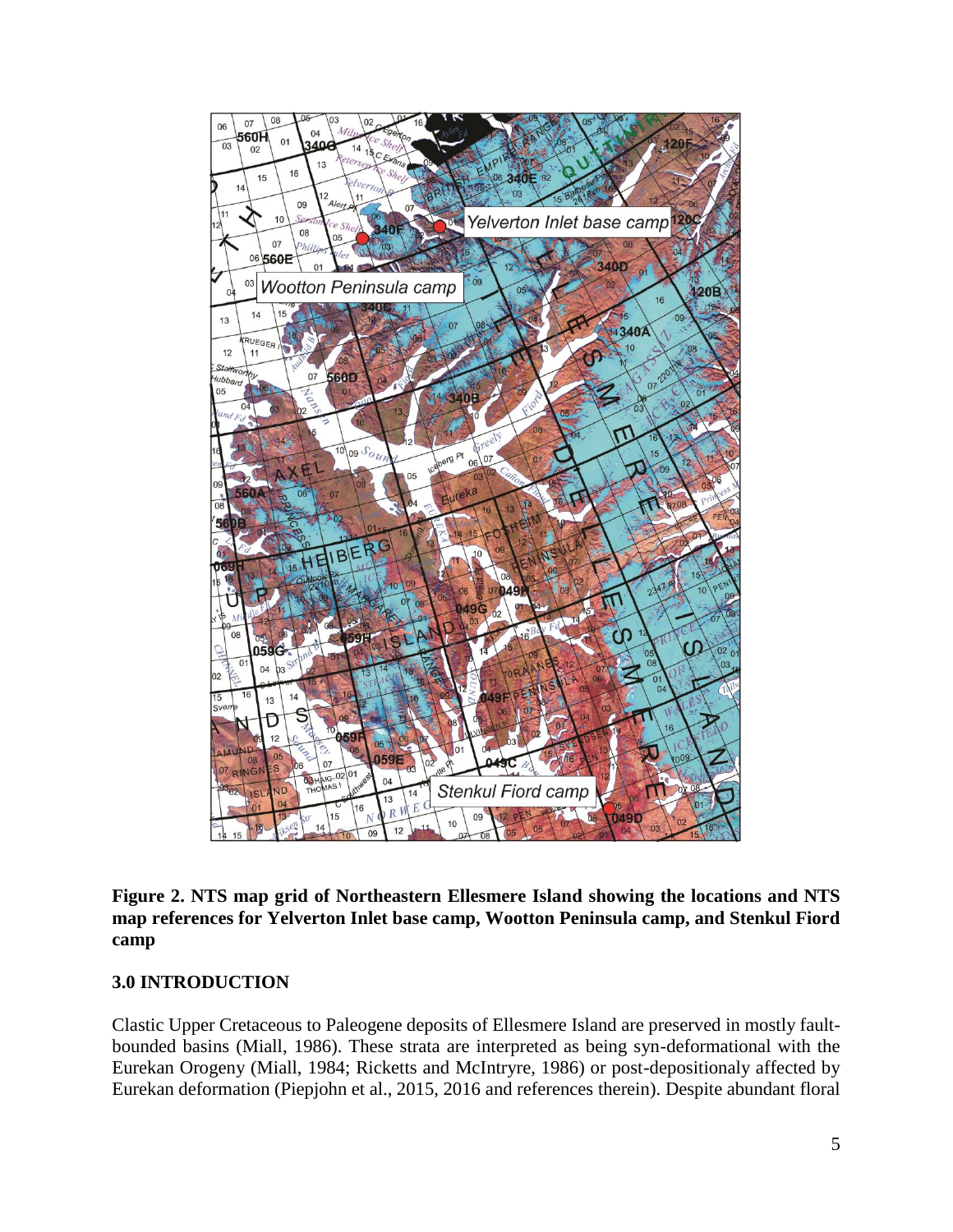**Figure 2. NTS map grid of Northeastern Ellesmere Island showing the locations and NTS map references for Yelverton Inlet base camp, Wootton Peninsula camp, and Stenkul Fiord camp**

## 3.0 INTRODUCTION

Clastic Upper Cretaceous to Paleogene deposits of Ellesmere Island are preserved in mostly fault-bounded basins (Miall, 1986). These strata are interpreted as being syn-deformational with the Eurekan Orogeny (Miall, 1984; Ricketts and McIntryre, 1986) or post-depositionaly affected by Eurekan deformation (Piepjohn et al., 2015, 2016 and references therein). Despite abundant floral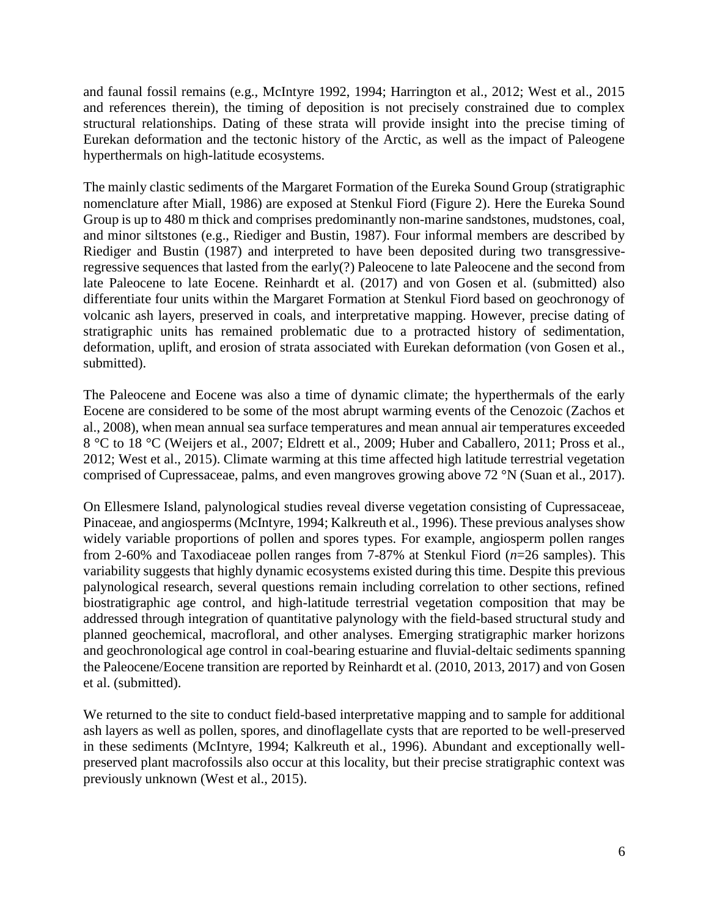and faunal fossil remains (e.g., McIntyre 1992, 1994; Harrington et al., 2012; West et al., 2015 and references therein), the timing of deposition is not precisely constrained due to complex structural relationships. Dating of these strata will provide insight into the precise timing of Eurekan deformation and the tectonic history of the Arctic, as well as the impact of Paleogene hyperthermals on high-latitude ecosystems.

The mainly clastic sediments of the Margaret Formation of the Eureka Sound Group (stratigraphic nomenclature after Miall, 1986) are exposed at Stenkul Fiord (Figure 2). Here the Eureka Sound Group is up to 480 m thick and comprises predominantly non-marine sandstones, mudstones, coal, and minor siltstones (e.g., Riediger and Bustin, 1987). Four informal members are described by Riediger and Bustin (1987) and interpreted to have been deposited during two transgressive-regressive sequences that lasted from the early(?) Paleocene to late Paleocene and the second from late Paleocene to late Eocene. Reinhardt et al. (2017) and von Gosen et al. (submitted) also differentiate four units within the Margaret Formation at Stenkul Fiord based on geochronogy of volcanic ash layers, preserved in coals, and interpretative mapping. However, precise dating of stratigraphic units has remained problematic due to a protracted history of sedimentation, deformation, uplift, and erosion of strata associated with Eurekan deformation (von Gosen et al., submitted).

The Paleocene and Eocene was also a time of dynamic climate; the hyperthermals of the early Eocene are considered to be some of the most abrupt warming events of the Cenozoic (Zachos et al., 2008), when mean annual sea surface temperatures and mean annual air temperatures exceeded 8 °C to 18 °C (Weijers et al., 2007; Eldrett et al., 2009; Huber and Caballero, 2011; Pross et al., 2012; West et al., 2015). Climate warming at this time affected high latitude terrestrial vegetation comprised of Cupressaceae, palms, and even mangroves growing above 72 °N (Suan et al., 2017).

On Ellesmere Island, palynological studies reveal diverse vegetation consisting of Cupressaceae, Pinaceae, and angiosperms (McIntyre, 1994; Kalkreuth et al., 1996). These previous analyses show widely variable proportions of pollen and spores types. For example, angiosperm pollen ranges from 2-60% and Taxodiaceae pollen ranges from 7-87% at Stenkul Fiord ($n$=26 samples). This variability suggests that highly dynamic ecosystems existed during this time. Despite this previous palynological research, several questions remain including correlation to other sections, refined biostratigraphic age control, and high-latitude terrestrial vegetation composition that may be addressed through integration of quantitative palynology with the field-based structural study and planned geochemical, macrofloral, and other analyses. Emerging stratigraphic marker horizons and geochronological age control in coal-bearing estuarine and fluvial-deltaic sediments spanning the Paleocene/Eocene transition are reported by Reinhardt et al. (2010, 2013, 2017) and von Gosen et al. (submitted).

We returned to the site to conduct field-based interpretative mapping and to sample for additional ash layers as well as pollen, spores, and dinoflagellate cysts that are reported to be well-preserved in these sediments (McIntyre, 1994; Kalkreuth et al., 1996). Abundant and exceptionally well-preserved plant macrofossils also occur at this locality, but their precise stratigraphic context was previously unknown (West et al., 2015).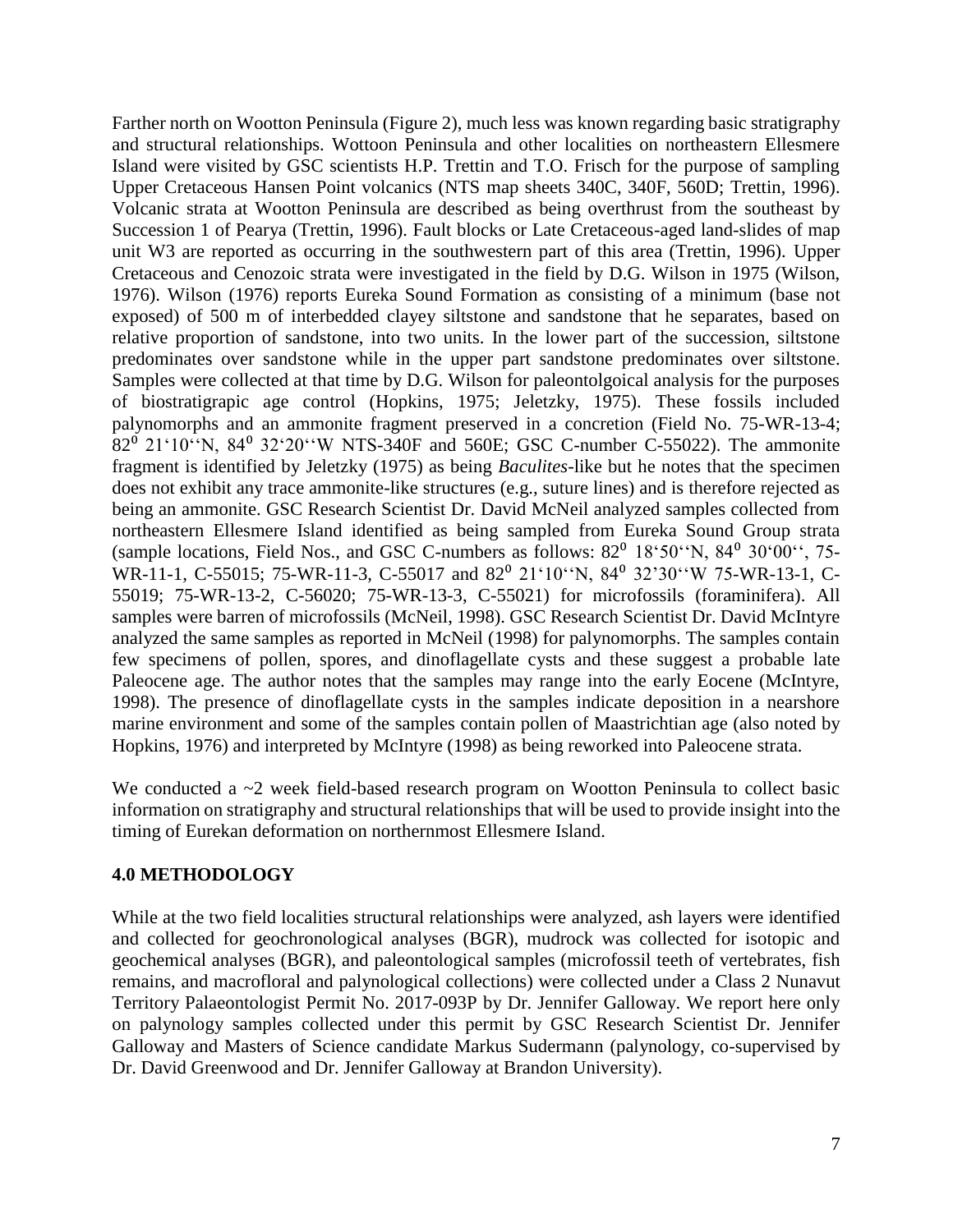Farther north on Wootton Peninsula (Figure 2), much less was known regarding basic stratigraphy and structural relationships. Wottoon Peninsula and other localities on northeastern Ellesmere Island were visited by GSC scientists H.P. Trettin and T.O. Frisch for the purpose of sampling Upper Cretaceous Hansen Point volcanics (NTS map sheets 340C, 340F, 560D; Trettin, 1996). Volcanic strata at Wootton Peninsula are described as being overthrust from the southeast by Succession 1 of Pearya (Trettin, 1996). Fault blocks or Late Cretaceous-aged land-slides of map unit W3 are reported as occurring in the southwestern part of this area (Trettin, 1996). Upper Cretaceous and Cenozoic strata were investigated in the field by D.G. Wilson in 1975 (Wilson, 1976). Wilson (1976) reports Eureka Sound Formation as consisting of a minimum (base not exposed) of 500 m of interbedded clayey siltstone and sandstone that he separates, based on relative proportion of sandstone, into two units. In the lower part of the succession, siltstone predominates over sandstone while in the upper part sandstone predominates over siltstone. Samples were collected at that time by D.G. Wilson for paleontolgoical analysis for the purposes of biostratigrapic age control (Hopkins, 1975; Jeletzky, 1975). These fossils included palynomorphs and an ammonite fragment preserved in a concretion (Field No. 75-WR-13-4; 82⁰ 21'10''N, 84⁰ 32'20''W NTS-340F and 560E; GSC C-number C-55022). The ammonite fragment is identified by Jeletzky (1975) as being *Baculites*-like but he notes that the specimen does not exhibit any trace ammonite-like structures (e.g., suture lines) and is therefore rejected as being an ammonite. GSC Research Scientist Dr. David McNeil analyzed samples collected from northeastern Ellesmere Island identified as being sampled from Eureka Sound Group strata (sample locations, Field Nos., and GSC C-numbers as follows: 82⁰ 18'50''N, 84⁰ 30'00'', 75-WR-11-1, C-55015; 75-WR-11-3, C-55017 and 82⁰ 21'10''N, 84⁰ 32'30''W 75-WR-13-1, C-55019; 75-WR-13-2, C-56020; 75-WR-13-3, C-55021) for microfossils (foraminifera). All samples were barren of microfossils (McNeil, 1998). GSC Research Scientist Dr. David McIntyre analyzed the same samples as reported in McNeil (1998) for palynomorphs. The samples contain few specimens of pollen, spores, and dinoflagellate cysts and these suggest a probable late Paleocene age. The author notes that the samples may range into the early Eocene (McIntyre, 1998). The presence of dinoflagellate cysts in the samples indicate deposition in a nearshore marine environment and some of the samples contain pollen of Maastrichtian age (also noted by Hopkins, 1976) and interpreted by McIntyre (1998) as being reworked into Paleocene strata.

We conducted a ~2 week field-based research program on Wootton Peninsula to collect basic information on stratigraphy and structural relationships that will be used to provide insight into the timing of Eurekan deformation on northernmost Ellesmere Island.

## 4.0 METHODOLOGY

While at the two field localities structural relationships were analyzed, ash layers were identified and collected for geochronological analyses (BGR), mudrock was collected for isotopic and geochemical analyses (BGR), and paleontological samples (microfossil teeth of vertebrates, fish remains, and macrofloral and palynological collections) were collected under a Class 2 Nunavut Territory Palaeontologist Permit No. 2017-093P by Dr. Jennifer Galloway. We report here only on palynology samples collected under this permit by GSC Research Scientist Dr. Jennifer Galloway and Masters of Science candidate Markus Sudermann (palynology, co-supervised by Dr. David Greenwood and Dr. Jennifer Galloway at Brandon University).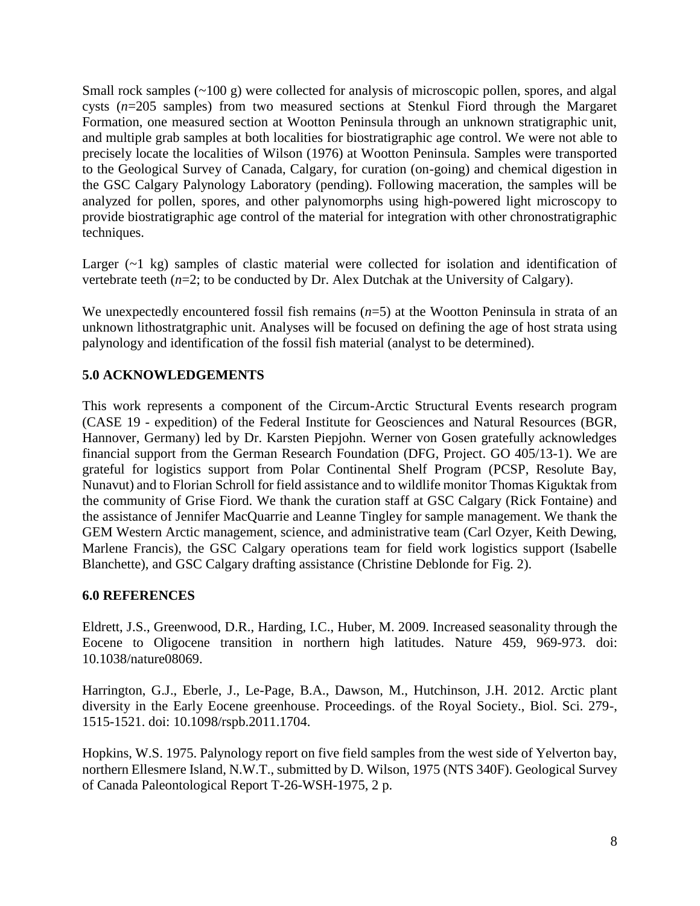Small rock samples (~100 g) were collected for analysis of microscopic pollen, spores, and algal cysts (*n*=205 samples) from two measured sections at Stenkul Fiord through the Margaret Formation, one measured section at Wootton Peninsula through an unknown stratigraphic unit, and multiple grab samples at both localities for biostratigraphic age control. We were not able to precisely locate the localities of Wilson (1976) at Wootton Peninsula. Samples were transported to the Geological Survey of Canada, Calgary, for curation (on-going) and chemical digestion in the GSC Calgary Palynology Laboratory (pending). Following maceration, the samples will be analyzed for pollen, spores, and other palynomorphs using high-powered light microscopy to provide biostratigraphic age control of the material for integration with other chronostratigraphic techniques.

Larger (~1 kg) samples of clastic material were collected for isolation and identification of vertebrate teeth (*n*=2; to be conducted by Dr. Alex Dutchak at the University of Calgary).

We unexpectedly encountered fossil fish remains (*n*=5) at the Wootton Peninsula in strata of an unknown lithostratgraphic unit. Analyses will be focused on defining the age of host strata using palynology and identification of the fossil fish material (analyst to be determined).

## 5.0 ACKNOWLEDGEMENTS

This work represents a component of the Circum-Arctic Structural Events research program (CASE 19 - expedition) of the Federal Institute for Geosciences and Natural Resources (BGR, Hannover, Germany) led by Dr. Karsten Piepjohn. Werner von Gosen gratefully acknowledges financial support from the German Research Foundation (DFG, Project. GO 405/13-1). We are grateful for logistics support from Polar Continental Shelf Program (PCSP, Resolute Bay, Nunavut) and to Florian Schroll for field assistance and to wildlife monitor Thomas Kiguktak from the community of Grise Fiord. We thank the curation staff at GSC Calgary (Rick Fontaine) and the assistance of Jennifer MacQuarrie and Leanne Tingley for sample management. We thank the GEM Western Arctic management, science, and administrative team (Carl Ozyer, Keith Dewing, Marlene Francis), the GSC Calgary operations team for field work logistics support (Isabelle Blanchette), and GSC Calgary drafting assistance (Christine Deblonde for Fig. 2).

## 6.0 REFERENCES

Eldrett, J.S., Greenwood, D.R., Harding, I.C., Huber, M. 2009. Increased seasonality through the Eocene to Oligocene transition in northern high latitudes. Nature 459, 969-973. doi: 10.1038/nature08069.

Harrington, G.J., Eberle, J., Le-Page, B.A., Dawson, M., Hutchinson, J.H. 2012. Arctic plant diversity in the Early Eocene greenhouse. Proceedings. of the Royal Society., Biol. Sci. 279-, 1515-1521. doi: 10.1098/rspb.2011.1704.

Hopkins, W.S. 1975. Palynology report on five field samples from the west side of Yelverton bay, northern Ellesmere Island, N.W.T., submitted by D. Wilson, 1975 (NTS 340F). Geological Survey of Canada Paleontological Report T-26-WSH-1975, 2 p.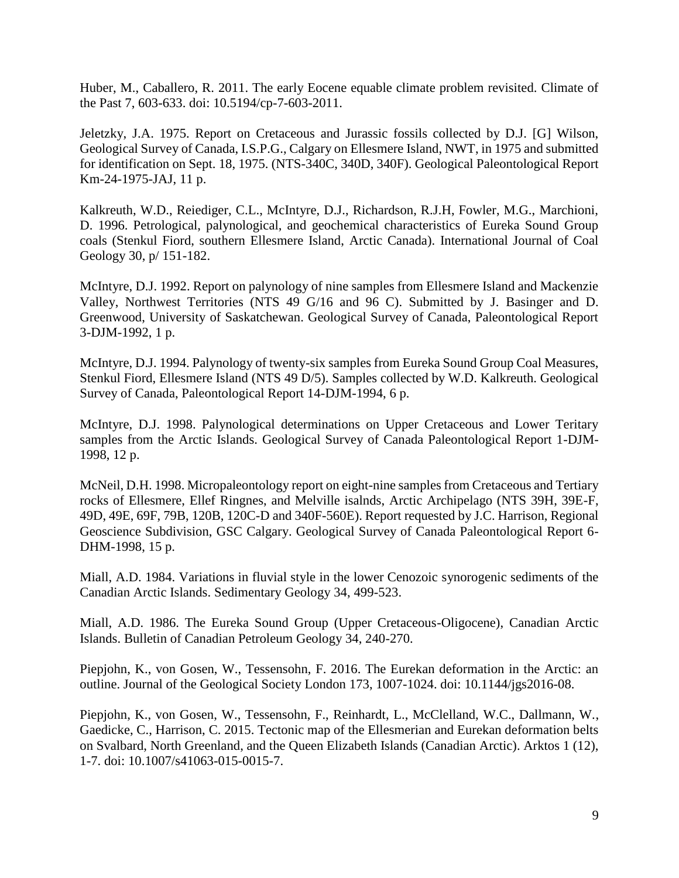Huber, M., Caballero, R. 2011. The early Eocene equable climate problem revisited. Climate of the Past 7, 603-633. doi: 10.5194/cp-7-603-2011.

Jeletzky, J.A. 1975. Report on Cretaceous and Jurassic fossils collected by D.J. [G] Wilson, Geological Survey of Canada, I.S.P.G., Calgary on Ellesmere Island, NWT, in 1975 and submitted for identification on Sept. 18, 1975. (NTS-340C, 340D, 340F). Geological Paleontological Report Km-24-1975-JAJ, 11 p.

Kalkreuth, W.D., Reiediger, C.L., McIntyre, D.J., Richardson, R.J.H, Fowler, M.G., Marchioni, D. 1996. Petrological, palynological, and geochemical characteristics of Eureka Sound Group coals (Stenkul Fiord, southern Ellesmere Island, Arctic Canada). International Journal of Coal Geology 30, p/ 151-182.

McIntyre, D.J. 1992. Report on palynology of nine samples from Ellesmere Island and Mackenzie Valley, Northwest Territories (NTS 49 G/16 and 96 C). Submitted by J. Basinger and D. Greenwood, University of Saskatchewan. Geological Survey of Canada, Paleontological Report 3-DJM-1992, 1 p.

McIntyre, D.J. 1994. Palynology of twenty-six samples from Eureka Sound Group Coal Measures, Stenkul Fiord, Ellesmere Island (NTS 49 D/5). Samples collected by W.D. Kalkreuth. Geological Survey of Canada, Paleontological Report 14-DJM-1994, 6 p.

McIntyre, D.J. 1998. Palynological determinations on Upper Cretaceous and Lower Teritary samples from the Arctic Islands. Geological Survey of Canada Paleontological Report 1-DJM-1998, 12 p.

McNeil, D.H. 1998. Micropaleontology report on eight-nine samples from Cretaceous and Tertiary rocks of Ellesmere, Ellef Ringnes, and Melville isalnds, Arctic Archipelago (NTS 39H, 39E-F, 49D, 49E, 69F, 79B, 120B, 120C-D and 340F-560E). Report requested by J.C. Harrison, Regional Geoscience Subdivision, GSC Calgary. Geological Survey of Canada Paleontological Report 6-DHM-1998, 15 p.

Miall, A.D. 1984. Variations in fluvial style in the lower Cenozoic synorogenic sediments of the Canadian Arctic Islands. Sedimentary Geology 34, 499-523.

Miall, A.D. 1986. The Eureka Sound Group (Upper Cretaceous-Oligocene), Canadian Arctic Islands. Bulletin of Canadian Petroleum Geology 34, 240-270.

Piepjohn, K., von Gosen, W., Tessensohn, F. 2016. The Eurekan deformation in the Arctic: an outline. Journal of the Geological Society London 173, 1007-1024. doi: 10.1144/jgs2016-08.

Piepjohn, K., von Gosen, W., Tessensohn, F., Reinhardt, L., McClelland, W.C., Dallmann, W., Gaedicke, C., Harrison, C. 2015. Tectonic map of the Ellesmerian and Eurekan deformation belts on Svalbard, North Greenland, and the Queen Elizabeth Islands (Canadian Arctic). Arktos 1 (12), 1-7. doi: 10.1007/s41063-015-0015-7.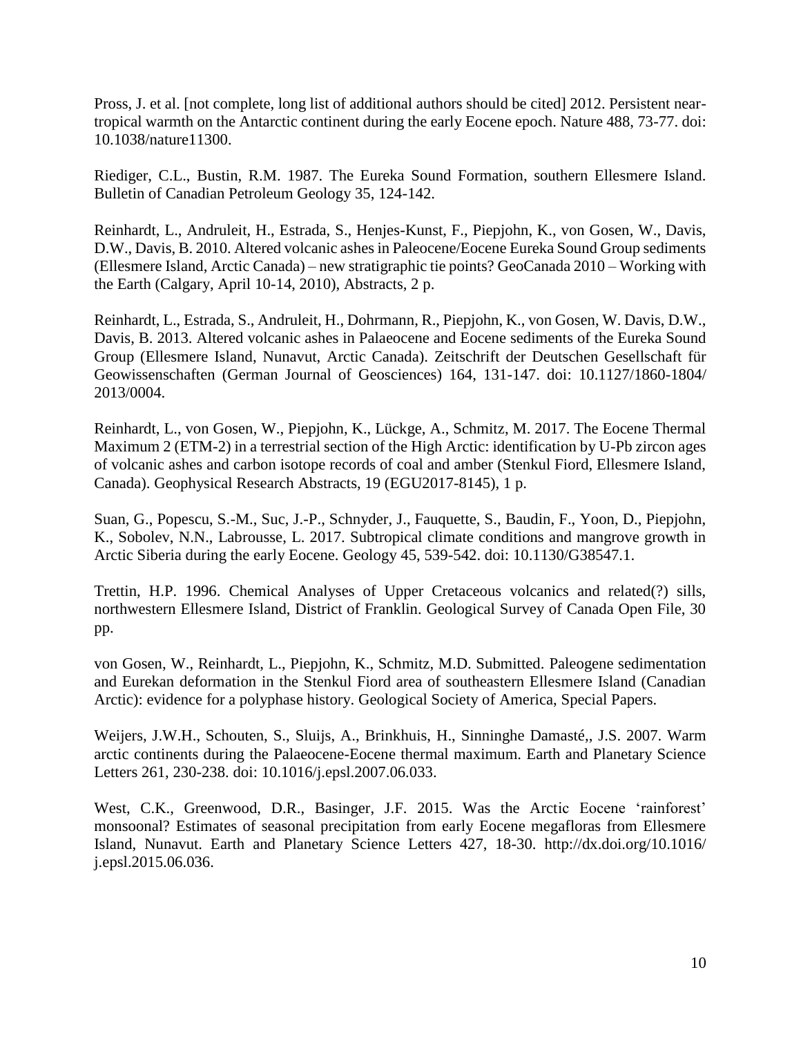Pross, J. et al. [not complete, long list of additional authors should be cited] 2012. Persistent near-tropical warmth on the Antarctic continent during the early Eocene epoch. Nature 488, 73-77. doi: 10.1038/nature11300.

Riediger, C.L., Bustin, R.M. 1987. The Eureka Sound Formation, southern Ellesmere Island. Bulletin of Canadian Petroleum Geology 35, 124-142.

Reinhardt, L., Andruleit, H., Estrada, S., Henjes-Kunst, F., Piepjohn, K., von Gosen, W., Davis, D.W., Davis, B. 2010. Altered volcanic ashes in Paleocene/Eocene Eureka Sound Group sediments (Ellesmere Island, Arctic Canada) – new stratigraphic tie points? GeoCanada 2010 – Working with the Earth (Calgary, April 10-14, 2010), Abstracts, 2 p.

Reinhardt, L., Estrada, S., Andruleit, H., Dohrmann, R., Piepjohn, K., von Gosen, W. Davis, D.W., Davis, B. 2013. Altered volcanic ashes in Palaeocene and Eocene sediments of the Eureka Sound Group (Ellesmere Island, Nunavut, Arctic Canada). Zeitschrift der Deutschen Gesellschaft für Geowissenschaften (German Journal of Geosciences) 164, 131-147. doi: 10.1127/1860-1804/2013/0004.

Reinhardt, L., von Gosen, W., Piepjohn, K., Lückge, A., Schmitz, M. 2017. The Eocene Thermal Maximum 2 (ETM-2) in a terrestrial section of the High Arctic: identification by U-Pb zircon ages of volcanic ashes and carbon isotope records of coal and amber (Stenkul Fiord, Ellesmere Island, Canada). Geophysical Research Abstracts, 19 (EGU2017-8145), 1 p.

Suan, G., Popescu, S.-M., Suc, J.-P., Schnyder, J., Fauquette, S., Baudin, F., Yoon, D., Piepjohn, K., Sobolev, N.N., Labrousse, L. 2017. Subtropical climate conditions and mangrove growth in Arctic Siberia during the early Eocene. Geology 45, 539-542. doi: 10.1130/G38547.1.

Trettin, H.P. 1996. Chemical Analyses of Upper Cretaceous volcanics and related(?) sills, northwestern Ellesmere Island, District of Franklin. Geological Survey of Canada Open File, 30 pp.

von Gosen, W., Reinhardt, L., Piepjohn, K., Schmitz, M.D. Submitted. Paleogene sedimentation and Eurekan deformation in the Stenkul Fiord area of southeastern Ellesmere Island (Canadian Arctic): evidence for a polyphase history. Geological Society of America, Special Papers.

Weijers, J.W.H., Schouten, S., Sluijs, A., Brinkhuis, H., Sinninghe Damasté,, J.S. 2007. Warm arctic continents during the Palaeocene-Eocene thermal maximum. Earth and Planetary Science Letters 261, 230-238. doi: 10.1016/j.epsl.2007.06.033.

West, C.K., Greenwood, D.R., Basinger, J.F. 2015. Was the Arctic Eocene 'rainforest' monsoonal? Estimates of seasonal precipitation from early Eocene megafloras from Ellesmere Island, Nunavut. Earth and Planetary Science Letters 427, 18-30. http://dx.doi.org/10.1016/j.epsl.2015.06.036.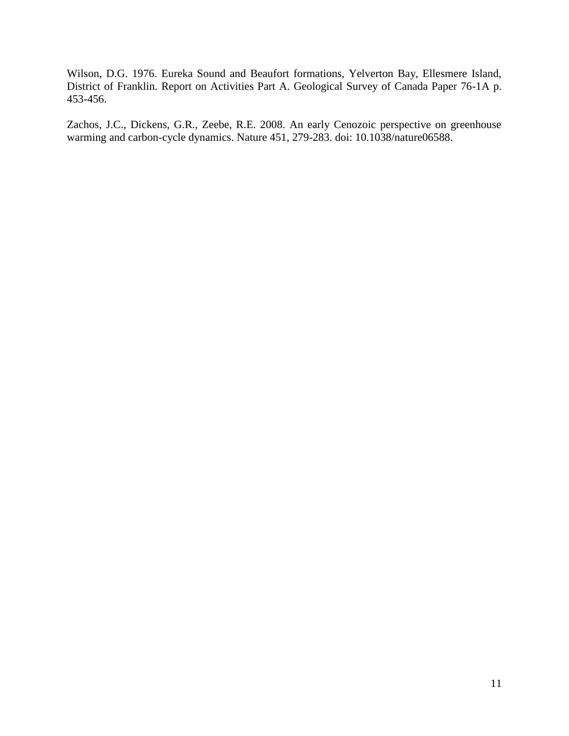Wilson, D.G. 1976. Eureka Sound and Beaufort formations, Yelverton Bay, Ellesmere Island, District of Franklin. Report on Activities Part A. Geological Survey of Canada Paper 76-1A p. 453-456.

Zachos, J.C., Dickens, G.R., Zeebe, R.E. 2008. An early Cenozoic perspective on greenhouse warming and carbon-cycle dynamics. Nature 451, 279-283. doi: 10.1038/nature06588.